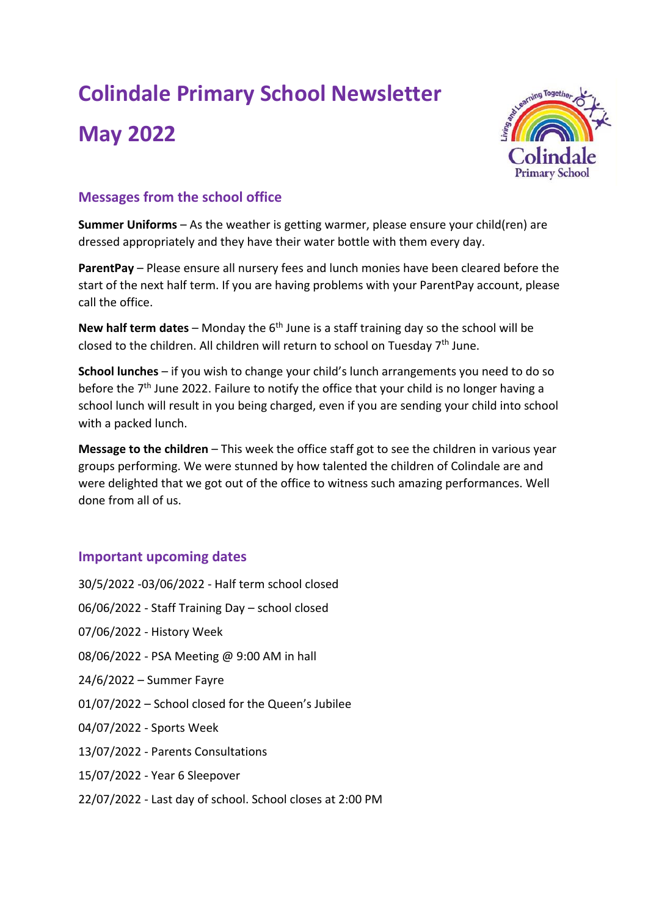# Colindale Primary School Newsletter

# May 2022

## Messages from the school office

**Summer Uniforms** – As the weather is getting warmer, please ensure your child(ren) are dressed appropriately and they have their water bottle with them every day.

**ParentPay** – Please ensure all nursery fees and lunch monies have been cleared before the start of the next half term. If you are having problems with your ParentPay account, please call the office.

**New half term dates** – Monday the 6th June is a staff training day so the school will be closed to the children. All children will return to school on Tuesday 7th June.

**School lunches** – if you wish to change your child's lunch arrangements you need to do so before the 7th June 2022. Failure to notify the office that your child is no longer having a school lunch will result in you being charged, even if you are sending your child into school with a packed lunch.

**Message to the children** – This week the office staff got to see the children in various year groups performing. We were stunned by how talented the children of Colindale are and were delighted that we got out of the office to witness such amazing performances. Well done from all of us.

## Important upcoming dates

30/5/2022 -03/06/2022 - Half term school closed

06/06/2022 - Staff Training Day – school closed

07/06/2022 - History Week

08/06/2022 - PSA Meeting @ 9:00 AM in hall

24/6/2022 – Summer Fayre

01/07/2022 – School closed for the Queen's Jubilee

04/07/2022 - Sports Week

13/07/2022 - Parents Consultations

15/07/2022 - Year 6 Sleepover

22/07/2022 - Last day of school. School closes at 2:00 PM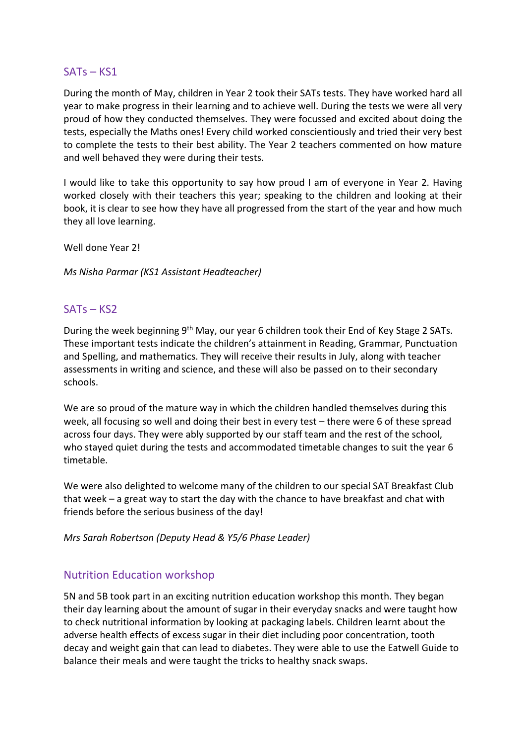## SATs – KS1

During the month of May, children in Year 2 took their SATs tests. They have worked hard all year to make progress in their learning and to achieve well. During the tests we were all very proud of how they conducted themselves. They were focussed and excited about doing the tests, especially the Maths ones! Every child worked conscientiously and tried their very best to complete the tests to their best ability. The Year 2 teachers commented on how mature and well behaved they were during their tests.

I would like to take this opportunity to say how proud I am of everyone in Year 2. Having worked closely with their teachers this year; speaking to the children and looking at their book, it is clear to see how they have all progressed from the start of the year and how much they all love learning.

Well done Year 2!

*Ms Nisha Parmar (KS1 Assistant Headteacher)*

## SATs – KS2

During the week beginning 9th May, our year 6 children took their End of Key Stage 2 SATs. These important tests indicate the children's attainment in Reading, Grammar, Punctuation and Spelling, and mathematics. They will receive their results in July, along with teacher assessments in writing and science, and these will also be passed on to their secondary schools.

We are so proud of the mature way in which the children handled themselves during this week, all focusing so well and doing their best in every test – there were 6 of these spread across four days. They were ably supported by our staff team and the rest of the school, who stayed quiet during the tests and accommodated timetable changes to suit the year 6 timetable.

We were also delighted to welcome many of the children to our special SAT Breakfast Club that week – a great way to start the day with the chance to have breakfast and chat with friends before the serious business of the day!

*Mrs Sarah Robertson (Deputy Head & Y5/6 Phase Leader)*

## Nutrition Education workshop

5N and 5B took part in an exciting nutrition education workshop this month. They began their day learning about the amount of sugar in their everyday snacks and were taught how to check nutritional information by looking at packaging labels. Children learnt about the adverse health effects of excess sugar in their diet including poor concentration, tooth decay and weight gain that can lead to diabetes. They were able to use the Eatwell Guide to balance their meals and were taught the tricks to healthy snack swaps.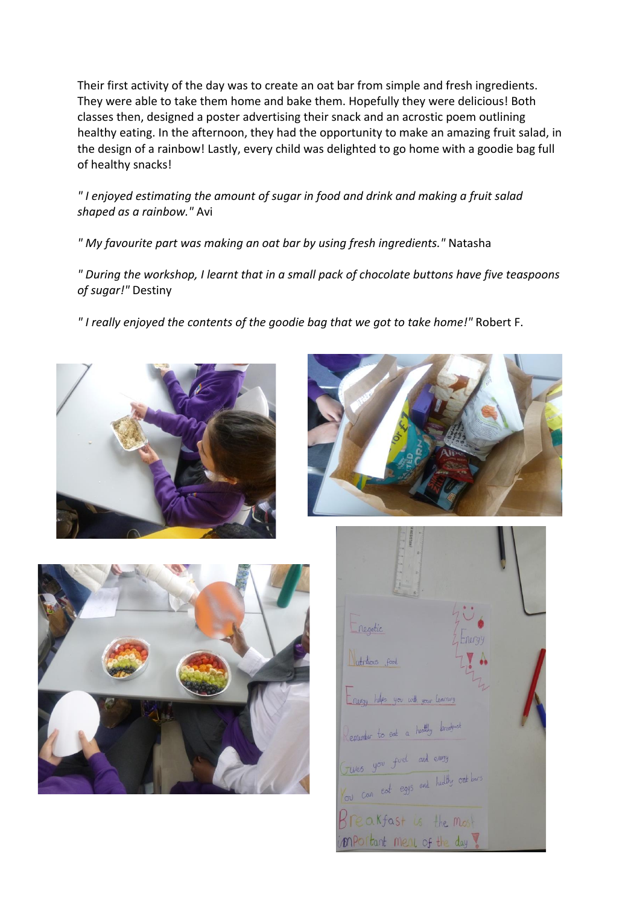Their first activity of the day was to create an oat bar from simple and fresh ingredients. They were able to take them home and bake them. Hopefully they were delicious! Both classes then, designed a poster advertising their snack and an acrostic poem outlining healthy eating. In the afternoon, they had the opportunity to make an amazing fruit salad, in the design of a rainbow! Lastly, every child was delighted to go home with a goodie bag full of healthy snacks!

*" I enjoyed estimating the amount of sugar in food and drink and making a fruit salad shaped as a rainbow."* Avi

*" My favourite part was making an oat bar by using fresh ingredients."* Natasha

*" During the workshop, I learnt that in a small pack of chocolate buttons have five teaspoons of sugar!"* Destiny

*" I really enjoyed the contents of the goodie bag that we got to take home!"* Robert F.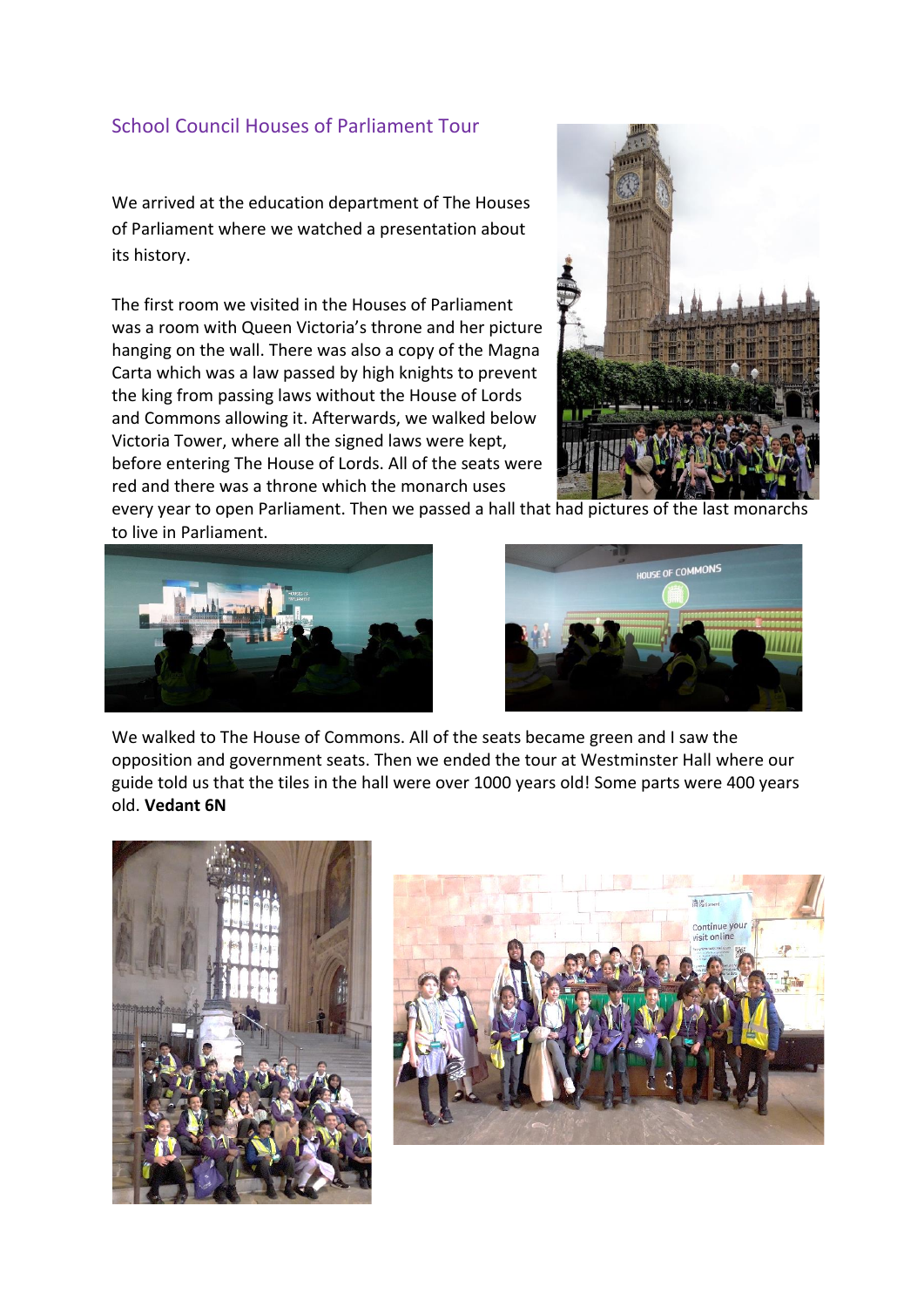## School Council Houses of Parliament Tour

We arrived at the education department of The Houses of Parliament where we watched a presentation about its history.

The first room we visited in the Houses of Parliament was a room with Queen Victoria's throne and her picture hanging on the wall. There was also a copy of the Magna Carta which was a law passed by high knights to prevent the king from passing laws without the House of Lords and Commons allowing it. Afterwards, we walked below Victoria Tower, where all the signed laws were kept, before entering The House of Lords. All of the seats were red and there was a throne which the monarch uses every year to open Parliament. Then we passed a hall that had pictures of the last monarchs to live in Parliament.

We walked to The House of Commons. All of the seats became green and I saw the opposition and government seats. Then we ended the tour at Westminster Hall where our guide told us that the tiles in the hall were over 1000 years old! Some parts were 400 years old. **Vedant 6N**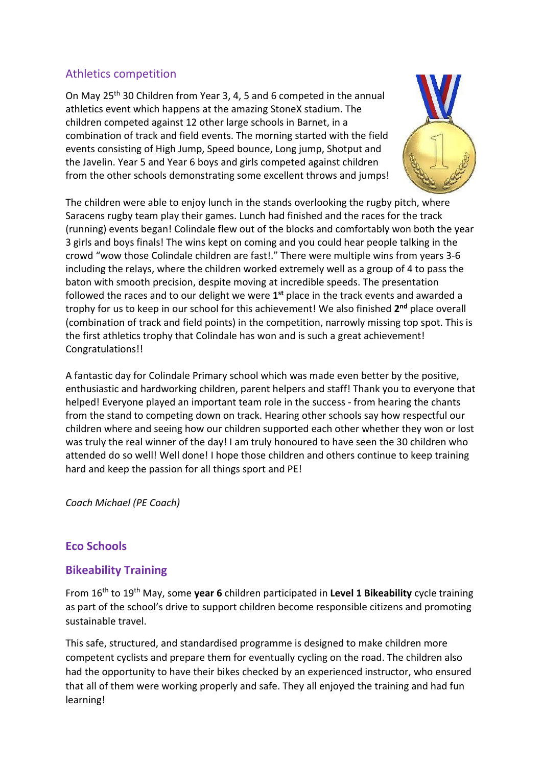## Athletics competition

On May 25th 30 Children from Year 3, 4, 5 and 6 competed in the annual athletics event which happens at the amazing StoneX stadium. The children competed against 12 other large schools in Barnet, in a combination of track and field events. The morning started with the field events consisting of High Jump, Speed bounce, Long jump, Shotput and the Javelin. Year 5 and Year 6 boys and girls competed against children from the other schools demonstrating some excellent throws and jumps!

The children were able to enjoy lunch in the stands overlooking the rugby pitch, where Saracens rugby team play their games. Lunch had finished and the races for the track (running) events began! Colindale flew out of the blocks and comfortably won both the year 3 girls and boys finals! The wins kept on coming and you could hear people talking in the crowd "wow those Colindale children are fast!." There were multiple wins from years 3-6 including the relays, where the children worked extremely well as a group of 4 to pass the baton with smooth precision, despite moving at incredible speeds. The presentation followed the races and to our delight we were **1st** place in the track events and awarded a trophy for us to keep in our school for this achievement! We also finished **2nd** place overall (combination of track and field points) in the competition, narrowly missing top spot. This is the first athletics trophy that Colindale has won and is such a great achievement! Congratulations!!

A fantastic day for Colindale Primary school which was made even better by the positive, enthusiastic and hardworking children, parent helpers and staff! Thank you to everyone that helped! Everyone played an important team role in the success - from hearing the chants from the stand to competing down on track. Hearing other schools say how respectful our children where and seeing how our children supported each other whether they won or lost was truly the real winner of the day! I am truly honoured to have seen the 30 children who attended do so well! Well done! I hope those children and others continue to keep training hard and keep the passion for all things sport and PE!

*Coach Michael (PE Coach)*

## Eco Schools

## Bikeability Training

From 16th to 19th May, some **year 6** children participated in **Level 1 Bikeability** cycle training as part of the school's drive to support children become responsible citizens and promoting sustainable travel.

This safe, structured, and standardised programme is designed to make children more competent cyclists and prepare them for eventually cycling on the road. The children also had the opportunity to have their bikes checked by an experienced instructor, who ensured that all of them were working properly and safe. They all enjoyed the training and had fun learning!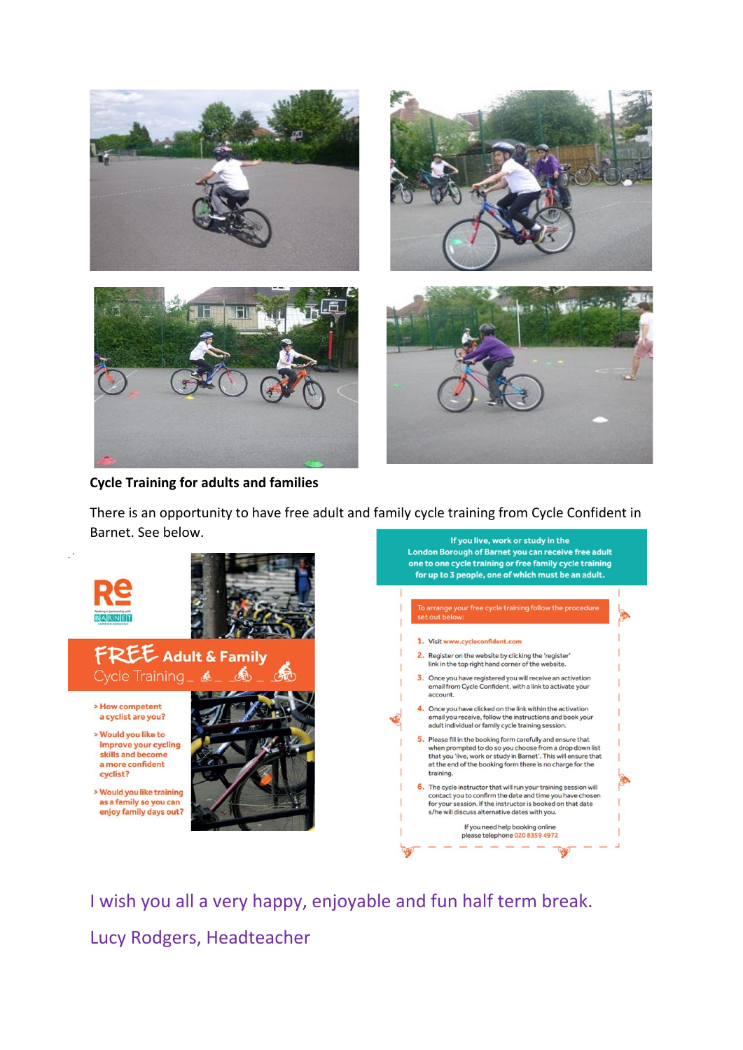**Cycle Training for adults and families**

There is an opportunity to have free adult and family cycle training from Cycle Confident in Barnet. See below.

Re
BARNET

**FREE Adult & Family Cycle Training**

> How competent a cyclist are you?

> Would you like to improve your cycling skills and become a more confident cyclist?

> Would you like training as a family so you can enjoy family days out?

**If you live, work or study in the London Borough of Barnet you can receive free adult one to one cycle training or free family cycle training for up to 3 people, one of which must be an adult.**

To arrange your free cycle training follow the procedure set out below:

1. Visit www.cycleconfident.com
2. Register on the website by clicking the 'register' link in the top right hand corner of the website.
3. Once you have registered you will receive an activation email from Cycle Confident, with a link to activate your account.
4. Once you have clicked on the link within the activation email you receive, follow the instructions and book your adult individual or family cycle training session.
5. Please fill in the booking form carefully and ensure that when prompted to do so you choose from a drop down list that you 'live, work or study in Barnet'. This will ensure that at the end of the booking form there is no charge for the training.
6. The cycle instructor that will run your training session will contact you to confirm the date and time you have chosen for your session. If the instructor is booked on that date s/he will discuss alternative dates with you.

If you need help booking online please telephone 020 8359 4972

I wish you all a very happy, enjoyable and fun half term break.

Lucy Rodgers, Headteacher